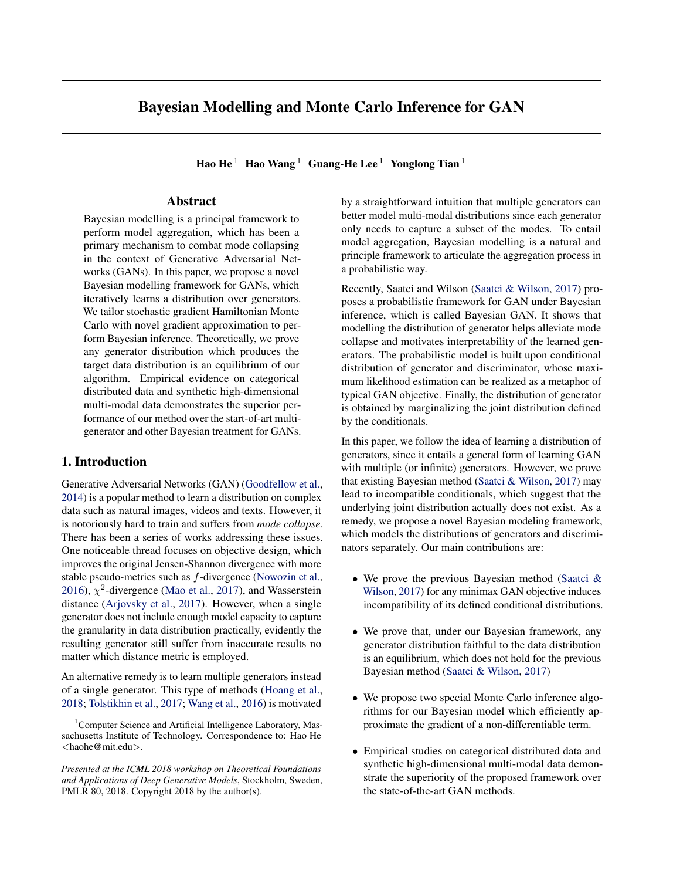# Bayesian Modelling and Monte Carlo Inference for GAN

**Hao He** [1] **Hao Wang** [1] **Guang-He Lee** [1] **Yonglong Tian** [1]

## Abstract

Bayesian modelling is a principal framework to perform model aggregation, which has been a primary mechanism to combat mode collapsing in the context of Generative Adversarial Networks (GANs). In this paper, we propose a novel Bayesian modelling framework for GANs, which iteratively learns a distribution over generators. We tailor stochastic gradient Hamiltonian Monte Carlo with novel gradient approximation to perform Bayesian inference. Theoretically, we prove any generator distribution which produces the target data distribution is an equilibrium of our algorithm. Empirical evidence on categorical distributed data and synthetic high-dimensional multi-modal data demonstrates the superior performance of our method over the start-of-art multi-generator and other Bayesian treatment for GANs.

## 1. Introduction

Generative Adversarial Networks (GAN) (Goodfellow et al., 2014) is a popular method to learn a distribution on complex data such as natural images, videos and texts. However, it is notoriously hard to train and suffers from *mode collapse*. There has been a series of works addressing these issues. One noticeable thread focuses on objective design, which improves the original Jensen-Shannon divergence with more stable pseudo-metrics such as $f$-divergence (Nowozin et al., 2016), $\chi^2$-divergence (Mao et al., 2017), and Wasserstein distance (Arjovsky et al., 2017). However, when a single generator does not include enough model capacity to capture the granularity in data distribution practically, evidently the resulting generator still suffer from inaccurate results no matter which distance metric is employed.

An alternative remedy is to learn multiple generators instead of a single generator. This type of methods (Hoang et al., 2018; Tolstikhin et al., 2017; Wang et al., 2016) is motivated by a straightforward intuition that multiple generators can better model multi-modal distributions since each generator only needs to capture a subset of the modes. To entail model aggregation, Bayesian modelling is a natural and principle framework to articulate the aggregation process in a probabilistic way.

Recently, Saatci and Wilson (Saatci & Wilson, 2017) proposes a probabilistic framework for GAN under Bayesian inference, which is called Bayesian GAN. It shows that modelling the distribution of generator helps alleviate mode collapse and motivates interpretability of the learned generators. The probabilistic model is built upon conditional distribution of generator and discriminator, whose maximum likelihood estimation can be realized as a metaphor of typical GAN objective. Finally, the distribution of generator is obtained by marginalizing the joint distribution defined by the conditionals.

In this paper, we follow the idea of learning a distribution of generators, since it entails a general form of learning GAN with multiple (or infinite) generators. However, we prove that existing Bayesian method (Saatci & Wilson, 2017) may lead to incompatible conditionals, which suggest that the underlying joint distribution actually does not exist. As a remedy, we propose a novel Bayesian modeling framework, which models the distributions of generators and discriminators separately. Our main contributions are:

- We prove the previous Bayesian method (Saatci & Wilson, 2017) for any minimax GAN objective induces incompatibility of its defined conditional distributions.
- We prove that, under our Bayesian framework, any generator distribution faithful to the data distribution is an equilibrium, which does not hold for the previous Bayesian method (Saatci & Wilson, 2017)
- We propose two special Monte Carlo inference algorithms for our Bayesian model which efficiently approximate the gradient of a non-differentiable term.
- Empirical studies on categorical distributed data and synthetic high-dimensional multi-modal data demonstrate the superiority of the proposed framework over the state-of-the-art GAN methods.

[1]Computer Science and Artificial Intelligence Laboratory, Massachusetts Institute of Technology. Correspondence to: Hao He <haohe@mit.edu>.

*Presented at the ICML 2018 workshop on Theoretical Foundations and Applications of Deep Generative Models*, Stockholm, Sweden, PMLR 80, 2018. Copyright 2018 by the author(s).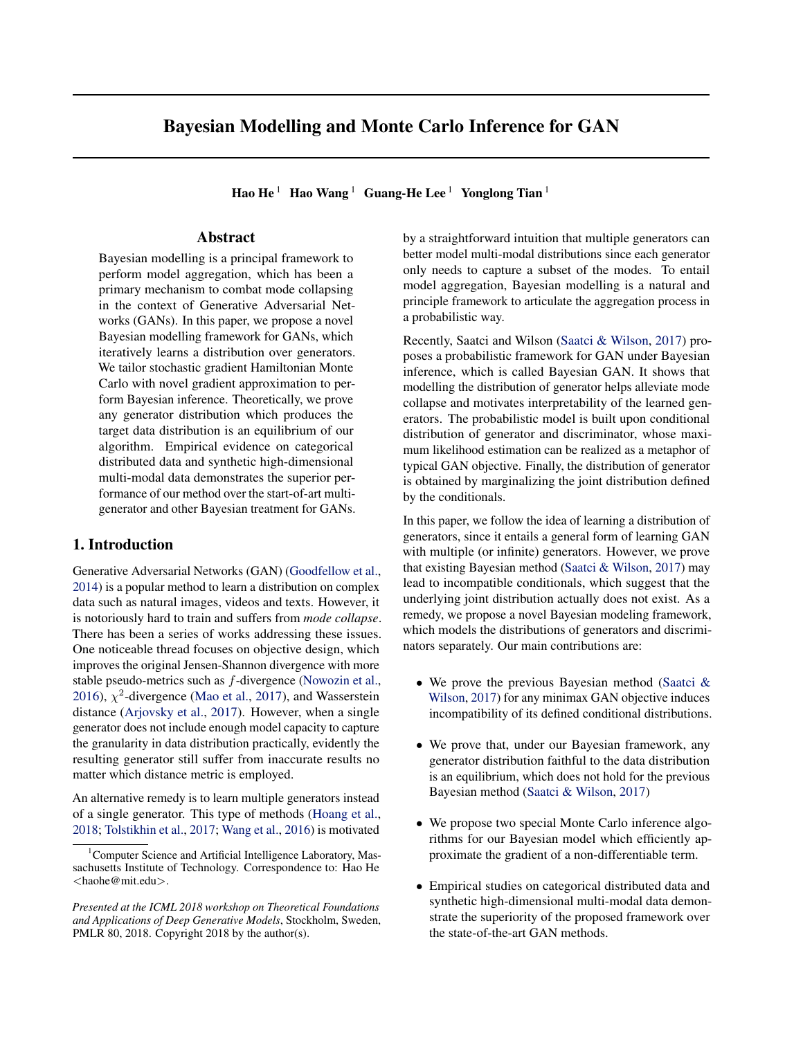# Bayesian Modelling and Monte Carlo Inference for GAN

**Hao He** [1] **Hao Wang** [1] **Guang-He Lee** [1] **Yonglong Tian** [1]

## Abstract

Bayesian modelling is a principal framework to perform model aggregation, which has been a primary mechanism to combat mode collapsing in the context of Generative Adversarial Networks (GANs). In this paper, we propose a novel Bayesian modelling framework for GANs, which iteratively learns a distribution over generators. We tailor stochastic gradient Hamiltonian Monte Carlo with novel gradient approximation to perform Bayesian inference. Theoretically, we prove any generator distribution which produces the target data distribution is an equilibrium of our algorithm. Empirical evidence on categorical distributed data and synthetic high-dimensional multi-modal data demonstrates the superior performance of our method over the start-of-art multi-generator and other Bayesian treatment for GANs.

## 1. Introduction

Generative Adversarial Networks (GAN) (Goodfellow et al., 2014) is a popular method to learn a distribution on complex data such as natural images, videos and texts. However, it is notoriously hard to train and suffers from *mode collapse*. There has been a series of works addressing these issues. One noticeable thread focuses on objective design, which improves the original Jensen-Shannon divergence with more stable pseudo-metrics such as $f$-divergence (Nowozin et al., 2016), $\chi^2$-divergence (Mao et al., 2017), and Wasserstein distance (Arjovsky et al., 2017). However, when a single generator does not include enough model capacity to capture the granularity in data distribution practically, evidently the resulting generator still suffer from inaccurate results no matter which distance metric is employed.

An alternative remedy is to learn multiple generators instead of a single generator. This type of methods (Hoang et al., 2018; Tolstikhin et al., 2017; Wang et al., 2016) is motivated by a straightforward intuition that multiple generators can better model multi-modal distributions since each generator only needs to capture a subset of the modes. To entail model aggregation, Bayesian modelling is a natural and principle framework to articulate the aggregation process in a probabilistic way.

Recently, Saatci and Wilson (Saatci & Wilson, 2017) proposes a probabilistic framework for GAN under Bayesian inference, which is called Bayesian GAN. It shows that modelling the distribution of generator helps alleviate mode collapse and motivates interpretability of the learned generators. The probabilistic model is built upon conditional distribution of generator and discriminator, whose maximum likelihood estimation can be realized as a metaphor of typical GAN objective. Finally, the distribution of generator is obtained by marginalizing the joint distribution defined by the conditionals.

In this paper, we follow the idea of learning a distribution of generators, since it entails a general form of learning GAN with multiple (or infinite) generators. However, we prove that existing Bayesian method (Saatci & Wilson, 2017) may lead to incompatible conditionals, which suggest that the underlying joint distribution actually does not exist. As a remedy, we propose a novel Bayesian modeling framework, which models the distributions of generators and discriminators separately. Our main contributions are:

- We prove the previous Bayesian method (Saatci & Wilson, 2017) for any minimax GAN objective induces incompatibility of its defined conditional distributions.
- We prove that, under our Bayesian framework, any generator distribution faithful to the data distribution is an equilibrium, which does not hold for the previous Bayesian method (Saatci & Wilson, 2017)
- We propose two special Monte Carlo inference algorithms for our Bayesian model which efficiently approximate the gradient of a non-differentiable term.
- Empirical studies on categorical distributed data and synthetic high-dimensional multi-modal data demonstrate the superiority of the proposed framework over the state-of-the-art GAN methods.

[1] Computer Science and Artificial Intelligence Laboratory, Massachusetts Institute of Technology. Correspondence to: Hao He <haohe@mit.edu>.

*Presented at the ICML 2018 workshop on Theoretical Foundations and Applications of Deep Generative Models*, Stockholm, Sweden, PMLR 80, 2018. Copyright 2018 by the author(s).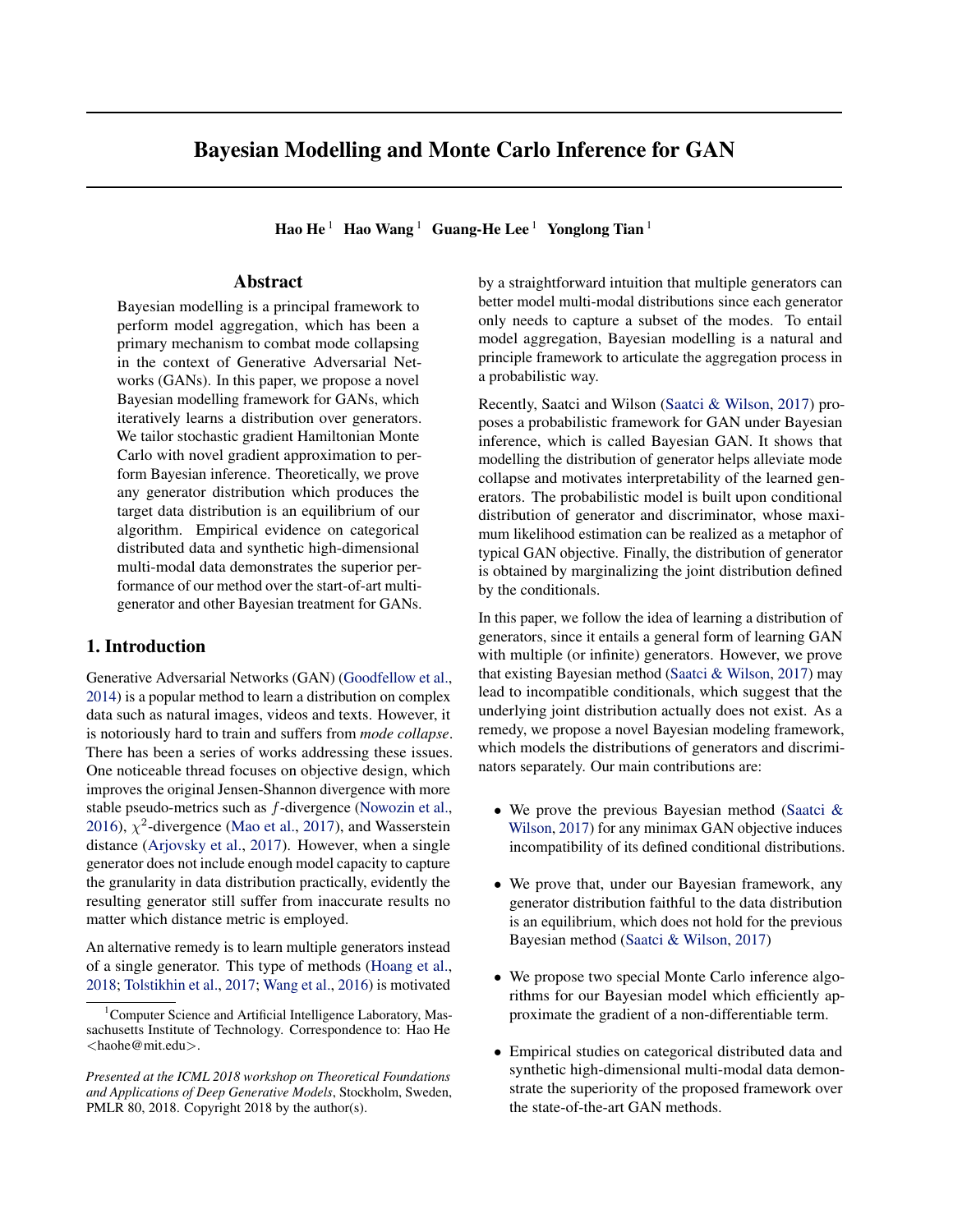# Bayesian Modelling and Monte Carlo Inference for GAN

**Hao He** [1] **Hao Wang** [1] **Guang-He Lee** [1] **Yonglong Tian** [1]

## Abstract

Bayesian modelling is a principal framework to perform model aggregation, which has been a primary mechanism to combat mode collapsing in the context of Generative Adversarial Networks (GANs). In this paper, we propose a novel Bayesian modelling framework for GANs, which iteratively learns a distribution over generators. We tailor stochastic gradient Hamiltonian Monte Carlo with novel gradient approximation to perform Bayesian inference. Theoretically, we prove any generator distribution which produces the target data distribution is an equilibrium of our algorithm. Empirical evidence on categorical distributed data and synthetic high-dimensional multi-modal data demonstrates the superior performance of our method over the start-of-art multi-generator and other Bayesian treatment for GANs.

## 1. Introduction

Generative Adversarial Networks (GAN) (Goodfellow et al., 2014) is a popular method to learn a distribution on complex data such as natural images, videos and texts. However, it is notoriously hard to train and suffers from *mode collapse*. There has been a series of works addressing these issues. One noticeable thread focuses on objective design, which improves the original Jensen-Shannon divergence with more stable pseudo-metrics such as $f$-divergence (Nowozin et al., 2016), $\chi^2$-divergence (Mao et al., 2017), and Wasserstein distance (Arjovsky et al., 2017). However, when a single generator does not include enough model capacity to capture the granularity in data distribution practically, evidently the resulting generator still suffer from inaccurate results no matter which distance metric is employed.

An alternative remedy is to learn multiple generators instead of a single generator. This type of methods (Hoang et al., 2018; Tolstikhin et al., 2017; Wang et al., 2016) is motivated by a straightforward intuition that multiple generators can better model multi-modal distributions since each generator only needs to capture a subset of the modes. To entail model aggregation, Bayesian modelling is a natural and principle framework to articulate the aggregation process in a probabilistic way.

Recently, Saatci and Wilson (Saatci & Wilson, 2017) proposes a probabilistic framework for GAN under Bayesian inference, which is called Bayesian GAN. It shows that modelling the distribution of generator helps alleviate mode collapse and motivates interpretability of the learned generators. The probabilistic model is built upon conditional distribution of generator and discriminator, whose maximum likelihood estimation can be realized as a metaphor of typical GAN objective. Finally, the distribution of generator is obtained by marginalizing the joint distribution defined by the conditionals.

In this paper, we follow the idea of learning a distribution of generators, since it entails a general form of learning GAN with multiple (or infinite) generators. However, we prove that existing Bayesian method (Saatci & Wilson, 2017) may lead to incompatible conditionals, which suggest that the underlying joint distribution actually does not exist. As a remedy, we propose a novel Bayesian modeling framework, which models the distributions of generators and discriminators separately. Our main contributions are:

- We prove the previous Bayesian method (Saatci & Wilson, 2017) for any minimax GAN objective induces incompatibility of its defined conditional distributions.
- We prove that, under our Bayesian framework, any generator distribution faithful to the data distribution is an equilibrium, which does not hold for the previous Bayesian method (Saatci & Wilson, 2017)
- We propose two special Monte Carlo inference algorithms for our Bayesian model which efficiently approximate the gradient of a non-differentiable term.
- Empirical studies on categorical distributed data and synthetic high-dimensional multi-modal data demonstrate the superiority of the proposed framework over the state-of-the-art GAN methods.

[1] Computer Science and Artificial Intelligence Laboratory, Massachusetts Institute of Technology. Correspondence to: Hao He <haohe@mit.edu>.

*Presented at the ICML 2018 workshop on Theoretical Foundations and Applications of Deep Generative Models*, Stockholm, Sweden, PMLR 80, 2018. Copyright 2018 by the author(s).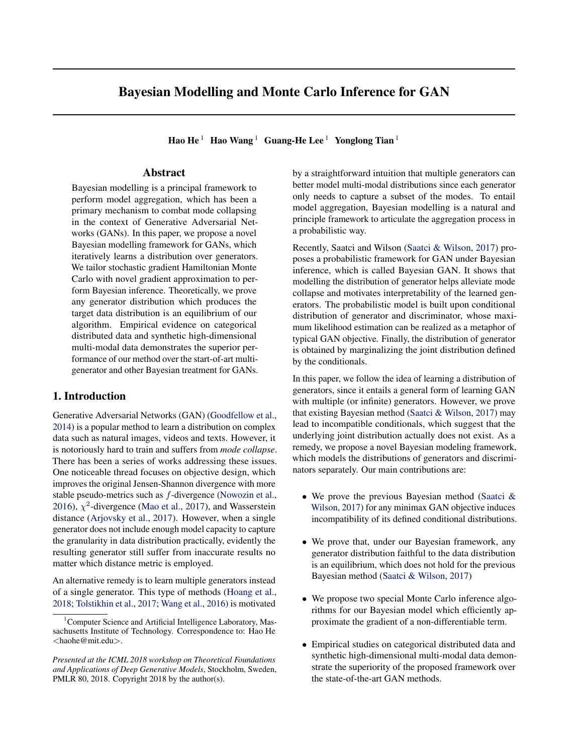# Bayesian Modelling and Monte Carlo Inference for GAN

**Hao He** [1] **Hao Wang** [1] **Guang-He Lee** [1] **Yonglong Tian** [1]

## Abstract

Bayesian modelling is a principal framework to perform model aggregation, which has been a primary mechanism to combat mode collapsing in the context of Generative Adversarial Networks (GANs). In this paper, we propose a novel Bayesian modelling framework for GANs, which iteratively learns a distribution over generators. We tailor stochastic gradient Hamiltonian Monte Carlo with novel gradient approximation to perform Bayesian inference. Theoretically, we prove any generator distribution which produces the target data distribution is an equilibrium of our algorithm. Empirical evidence on categorical distributed data and synthetic high-dimensional multi-modal data demonstrates the superior performance of our method over the start-of-art multi-generator and other Bayesian treatment for GANs.

## 1. Introduction

Generative Adversarial Networks (GAN) (Goodfellow et al., 2014) is a popular method to learn a distribution on complex data such as natural images, videos and texts. However, it is notoriously hard to train and suffers from *mode collapse*. There has been a series of works addressing these issues. One noticeable thread focuses on objective design, which improves the original Jensen-Shannon divergence with more stable pseudo-metrics such as $f$-divergence (Nowozin et al., 2016), $\chi^2$-divergence (Mao et al., 2017), and Wasserstein distance (Arjovsky et al., 2017). However, when a single generator does not include enough model capacity to capture the granularity in data distribution practically, evidently the resulting generator still suffer from inaccurate results no matter which distance metric is employed.

An alternative remedy is to learn multiple generators instead of a single generator. This type of methods (Hoang et al., 2018; Tolstikhin et al., 2017; Wang et al., 2016) is motivated by a straightforward intuition that multiple generators can better model multi-modal distributions since each generator only needs to capture a subset of the modes. To entail model aggregation, Bayesian modelling is a natural and principle framework to articulate the aggregation process in a probabilistic way.

Recently, Saatci and Wilson (Saatci & Wilson, 2017) proposes a probabilistic framework for GAN under Bayesian inference, which is called Bayesian GAN. It shows that modelling the distribution of generator helps alleviate mode collapse and motivates interpretability of the learned generators. The probabilistic model is built upon conditional distribution of generator and discriminator, whose maximum likelihood estimation can be realized as a metaphor of typical GAN objective. Finally, the distribution of generator is obtained by marginalizing the joint distribution defined by the conditionals.

In this paper, we follow the idea of learning a distribution of generators, since it entails a general form of learning GAN with multiple (or infinite) generators. However, we prove that existing Bayesian method (Saatci & Wilson, 2017) may lead to incompatible conditionals, which suggest that the underlying joint distribution actually does not exist. As a remedy, we propose a novel Bayesian modeling framework, which models the distributions of generators and discriminators separately. Our main contributions are:

- We prove the previous Bayesian method (Saatci & Wilson, 2017) for any minimax GAN objective induces incompatibility of its defined conditional distributions.
- We prove that, under our Bayesian framework, any generator distribution faithful to the data distribution is an equilibrium, which does not hold for the previous Bayesian method (Saatci & Wilson, 2017)
- We propose two special Monte Carlo inference algorithms for our Bayesian model which efficiently approximate the gradient of a non-differentiable term.
- Empirical studies on categorical distributed data and synthetic high-dimensional multi-modal data demonstrate the superiority of the proposed framework over the state-of-the-art GAN methods.

[1] Computer Science and Artificial Intelligence Laboratory, Massachusetts Institute of Technology. Correspondence to: Hao He <haohe@mit.edu>.

*Presented at the ICML 2018 workshop on Theoretical Foundations and Applications of Deep Generative Models*, Stockholm, Sweden, PMLR 80, 2018. Copyright 2018 by the author(s).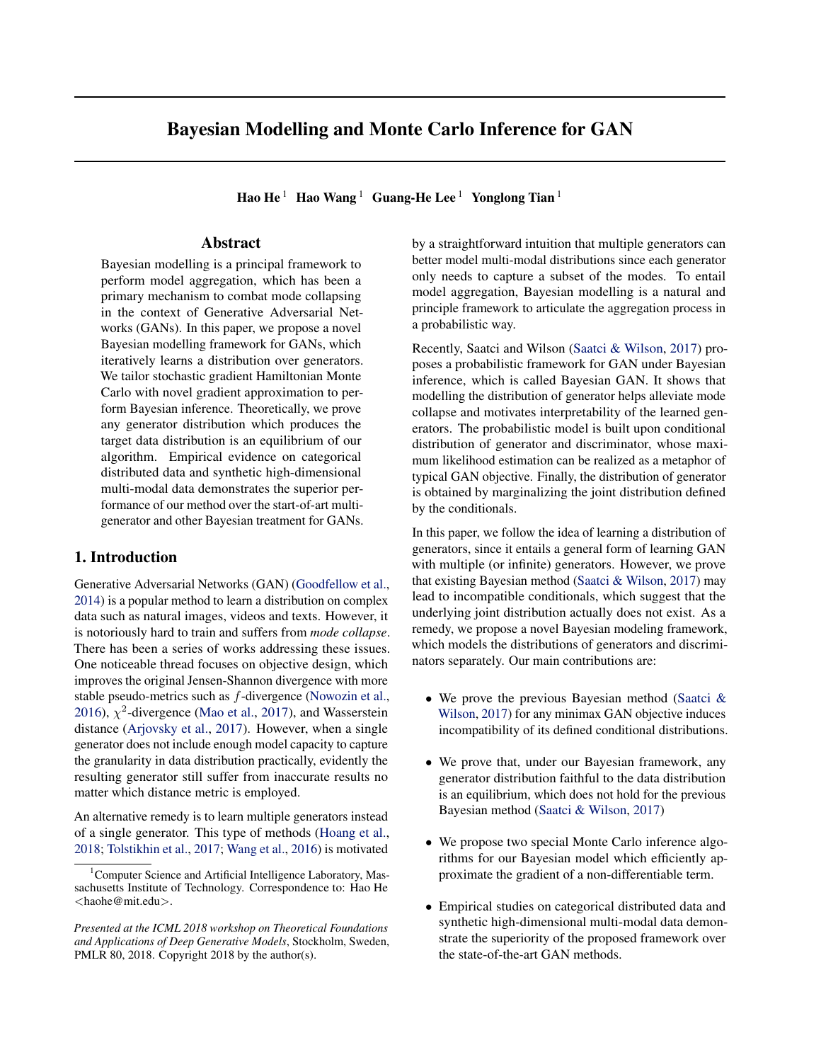# Bayesian Modelling and Monte Carlo Inference for GAN

**Hao He** [1] **Hao Wang** [1] **Guang-He Lee** [1] **Yonglong Tian** [1]

## Abstract

Bayesian modelling is a principal framework to perform model aggregation, which has been a primary mechanism to combat mode collapsing in the context of Generative Adversarial Networks (GANs). In this paper, we propose a novel Bayesian modelling framework for GANs, which iteratively learns a distribution over generators. We tailor stochastic gradient Hamiltonian Monte Carlo with novel gradient approximation to perform Bayesian inference. Theoretically, we prove any generator distribution which produces the target data distribution is an equilibrium of our algorithm. Empirical evidence on categorical distributed data and synthetic high-dimensional multi-modal data demonstrates the superior performance of our method over the start-of-art multi-generator and other Bayesian treatment for GANs.

## 1. Introduction

Generative Adversarial Networks (GAN) (Goodfellow et al., 2014) is a popular method to learn a distribution on complex data such as natural images, videos and texts. However, it is notoriously hard to train and suffers from *mode collapse*. There has been a series of works addressing these issues. One noticeable thread focuses on objective design, which improves the original Jensen-Shannon divergence with more stable pseudo-metrics such as $f$-divergence (Nowozin et al., 2016), $\chi^2$-divergence (Mao et al., 2017), and Wasserstein distance (Arjovsky et al., 2017). However, when a single generator does not include enough model capacity to capture the granularity in data distribution practically, evidently the resulting generator still suffer from inaccurate results no matter which distance metric is employed.

An alternative remedy is to learn multiple generators instead of a single generator. This type of methods (Hoang et al., 2018; Tolstikhin et al., 2017; Wang et al., 2016) is motivated by a straightforward intuition that multiple generators can better model multi-modal distributions since each generator only needs to capture a subset of the modes. To entail model aggregation, Bayesian modelling is a natural and principle framework to articulate the aggregation process in a probabilistic way.

Recently, Saatci and Wilson (Saatci & Wilson, 2017) proposes a probabilistic framework for GAN under Bayesian inference, which is called Bayesian GAN. It shows that modelling the distribution of generator helps alleviate mode collapse and motivates interpretability of the learned generators. The probabilistic model is built upon conditional distribution of generator and discriminator, whose maximum likelihood estimation can be realized as a metaphor of typical GAN objective. Finally, the distribution of generator is obtained by marginalizing the joint distribution defined by the conditionals.

In this paper, we follow the idea of learning a distribution of generators, since it entails a general form of learning GAN with multiple (or infinite) generators. However, we prove that existing Bayesian method (Saatci & Wilson, 2017) may lead to incompatible conditionals, which suggest that the underlying joint distribution actually does not exist. As a remedy, we propose a novel Bayesian modeling framework, which models the distributions of generators and discriminators separately. Our main contributions are:

- We prove the previous Bayesian method (Saatci & Wilson, 2017) for any minimax GAN objective induces incompatibility of its defined conditional distributions.
- We prove that, under our Bayesian framework, any generator distribution faithful to the data distribution is an equilibrium, which does not hold for the previous Bayesian method (Saatci & Wilson, 2017)
- We propose two special Monte Carlo inference algorithms for our Bayesian model which efficiently approximate the gradient of a non-differentiable term.
- Empirical studies on categorical distributed data and synthetic high-dimensional multi-modal data demonstrate the superiority of the proposed framework over the state-of-the-art GAN methods.

[1] Computer Science and Artificial Intelligence Laboratory, Massachusetts Institute of Technology. Correspondence to: Hao He <haohe@mit.edu>.

*Presented at the ICML 2018 workshop on Theoretical Foundations and Applications of Deep Generative Models*, Stockholm, Sweden, PMLR 80, 2018. Copyright 2018 by the author(s).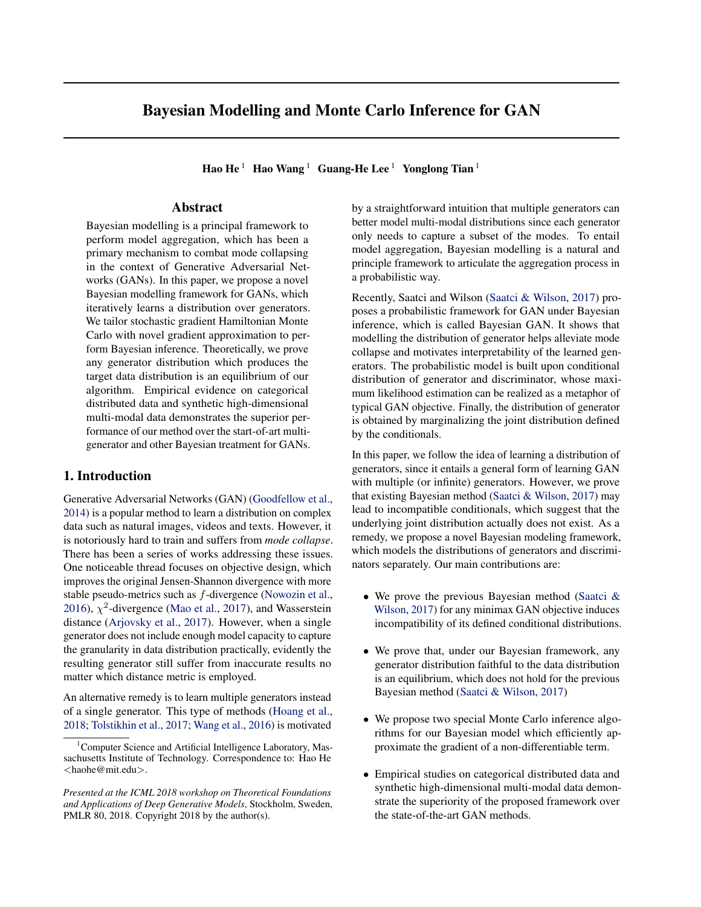# Bayesian Modelling and Monte Carlo Inference for GAN

**Hao He** [1] **Hao Wang** [1] **Guang-He Lee** [1] **Yonglong Tian** [1]

## Abstract

Bayesian modelling is a principal framework to perform model aggregation, which has been a primary mechanism to combat mode collapsing in the context of Generative Adversarial Networks (GANs). In this paper, we propose a novel Bayesian modelling framework for GANs, which iteratively learns a distribution over generators. We tailor stochastic gradient Hamiltonian Monte Carlo with novel gradient approximation to perform Bayesian inference. Theoretically, we prove any generator distribution which produces the target data distribution is an equilibrium of our algorithm. Empirical evidence on categorical distributed data and synthetic high-dimensional multi-modal data demonstrates the superior performance of our method over the start-of-art multi-generator and other Bayesian treatment for GANs.

## 1. Introduction

Generative Adversarial Networks (GAN) (Goodfellow et al., 2014) is a popular method to learn a distribution on complex data such as natural images, videos and texts. However, it is notoriously hard to train and suffers from *mode collapse*. There has been a series of works addressing these issues. One noticeable thread focuses on objective design, which improves the original Jensen-Shannon divergence with more stable pseudo-metrics such as $f$-divergence (Nowozin et al., 2016), $\chi^2$-divergence (Mao et al., 2017), and Wasserstein distance (Arjovsky et al., 2017). However, when a single generator does not include enough model capacity to capture the granularity in data distribution practically, evidently the resulting generator still suffer from inaccurate results no matter which distance metric is employed.

An alternative remedy is to learn multiple generators instead of a single generator. This type of methods (Hoang et al., 2018; Tolstikhin et al., 2017; Wang et al., 2016) is motivated by a straightforward intuition that multiple generators can better model multi-modal distributions since each generator only needs to capture a subset of the modes. To entail model aggregation, Bayesian modelling is a natural and principle framework to articulate the aggregation process in a probabilistic way.

Recently, Saatci and Wilson (Saatci & Wilson, 2017) proposes a probabilistic framework for GAN under Bayesian inference, which is called Bayesian GAN. It shows that modelling the distribution of generator helps alleviate mode collapse and motivates interpretability of the learned generators. The probabilistic model is built upon conditional distribution of generator and discriminator, whose maximum likelihood estimation can be realized as a metaphor of typical GAN objective. Finally, the distribution of generator is obtained by marginalizing the joint distribution defined by the conditionals.

In this paper, we follow the idea of learning a distribution of generators, since it entails a general form of learning GAN with multiple (or infinite) generators. However, we prove that existing Bayesian method (Saatci & Wilson, 2017) may lead to incompatible conditionals, which suggest that the underlying joint distribution actually does not exist. As a remedy, we propose a novel Bayesian modeling framework, which models the distributions of generators and discriminators separately. Our main contributions are:

- We prove the previous Bayesian method (Saatci & Wilson, 2017) for any minimax GAN objective induces incompatibility of its defined conditional distributions.
- We prove that, under our Bayesian framework, any generator distribution faithful to the data distribution is an equilibrium, which does not hold for the previous Bayesian method (Saatci & Wilson, 2017)
- We propose two special Monte Carlo inference algorithms for our Bayesian model which efficiently approximate the gradient of a non-differentiable term.
- Empirical studies on categorical distributed data and synthetic high-dimensional multi-modal data demonstrate the superiority of the proposed framework over the state-of-the-art GAN methods.

[1] Computer Science and Artificial Intelligence Laboratory, Massachusetts Institute of Technology. Correspondence to: Hao He <haohe@mit.edu>.

*Presented at the ICML 2018 workshop on Theoretical Foundations and Applications of Deep Generative Models*, Stockholm, Sweden, PMLR 80, 2018. Copyright 2018 by the author(s).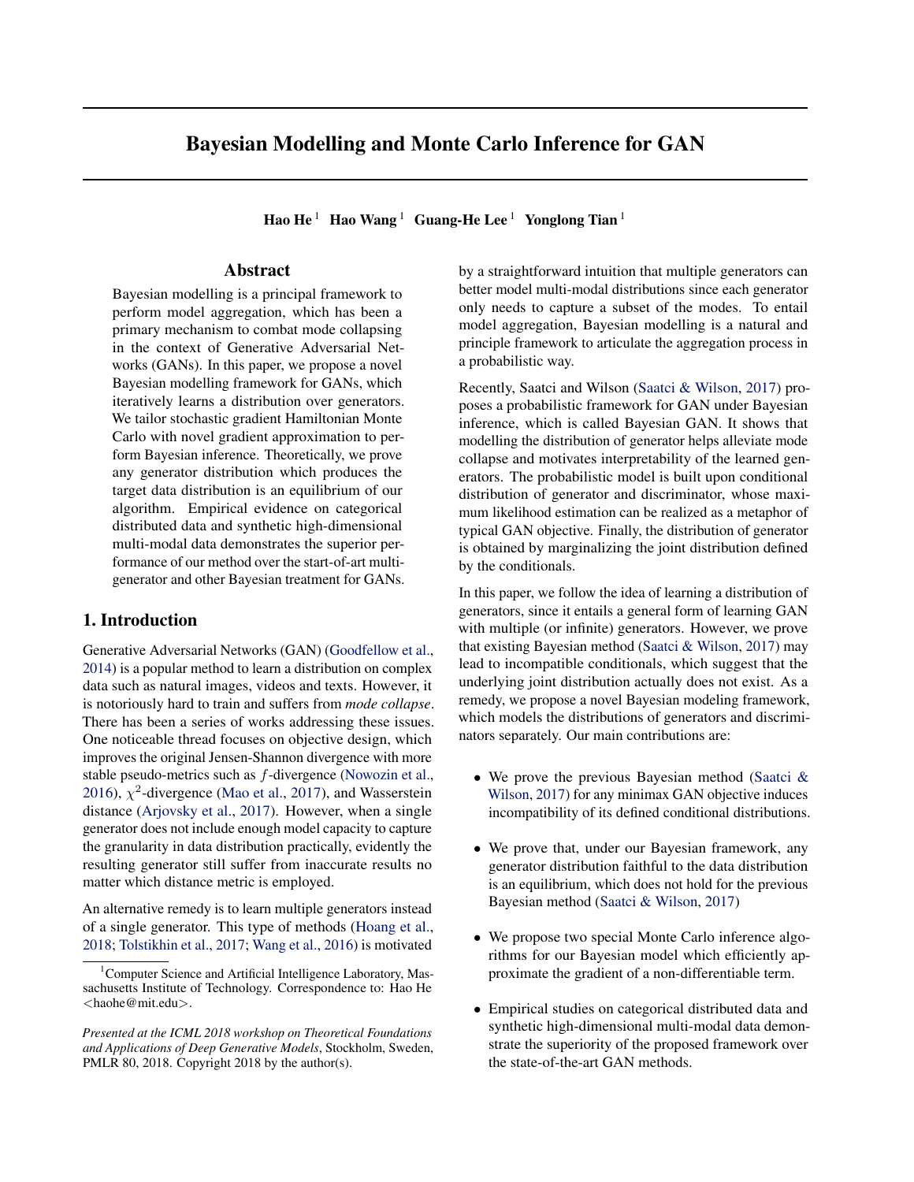# Bayesian Modelling and Monte Carlo Inference for GAN

**Hao He** [1] **Hao Wang** [1] **Guang-He Lee** [1] **Yonglong Tian** [1]

## Abstract

Bayesian modelling is a principal framework to perform model aggregation, which has been a primary mechanism to combat mode collapsing in the context of Generative Adversarial Networks (GANs). In this paper, we propose a novel Bayesian modelling framework for GANs, which iteratively learns a distribution over generators. We tailor stochastic gradient Hamiltonian Monte Carlo with novel gradient approximation to perform Bayesian inference. Theoretically, we prove any generator distribution which produces the target data distribution is an equilibrium of our algorithm. Empirical evidence on categorical distributed data and synthetic high-dimensional multi-modal data demonstrates the superior performance of our method over the start-of-art multi-generator and other Bayesian treatment for GANs.

## 1. Introduction

Generative Adversarial Networks (GAN) (Goodfellow et al., 2014) is a popular method to learn a distribution on complex data such as natural images, videos and texts. However, it is notoriously hard to train and suffers from *mode collapse*. There has been a series of works addressing these issues. One noticeable thread focuses on objective design, which improves the original Jensen-Shannon divergence with more stable pseudo-metrics such as $f$-divergence (Nowozin et al., 2016), $\chi^2$-divergence (Mao et al., 2017), and Wasserstein distance (Arjovsky et al., 2017). However, when a single generator does not include enough model capacity to capture the granularity in data distribution practically, evidently the resulting generator still suffer from inaccurate results no matter which distance metric is employed.

An alternative remedy is to learn multiple generators instead of a single generator. This type of methods (Hoang et al., 2018; Tolstikhin et al., 2017; Wang et al., 2016) is motivated by a straightforward intuition that multiple generators can better model multi-modal distributions since each generator only needs to capture a subset of the modes. To entail model aggregation, Bayesian modelling is a natural and principle framework to articulate the aggregation process in a probabilistic way.

Recently, Saatci and Wilson (Saatci & Wilson, 2017) proposes a probabilistic framework for GAN under Bayesian inference, which is called Bayesian GAN. It shows that modelling the distribution of generator helps alleviate mode collapse and motivates interpretability of the learned generators. The probabilistic model is built upon conditional distribution of generator and discriminator, whose maximum likelihood estimation can be realized as a metaphor of typical GAN objective. Finally, the distribution of generator is obtained by marginalizing the joint distribution defined by the conditionals.

In this paper, we follow the idea of learning a distribution of generators, since it entails a general form of learning GAN with multiple (or infinite) generators. However, we prove that existing Bayesian method (Saatci & Wilson, 2017) may lead to incompatible conditionals, which suggest that the underlying joint distribution actually does not exist. As a remedy, we propose a novel Bayesian modeling framework, which models the distributions of generators and discriminators separately. Our main contributions are:

- We prove the previous Bayesian method (Saatci & Wilson, 2017) for any minimax GAN objective induces incompatibility of its defined conditional distributions.
- We prove that, under our Bayesian framework, any generator distribution faithful to the data distribution is an equilibrium, which does not hold for the previous Bayesian method (Saatci & Wilson, 2017)
- We propose two special Monte Carlo inference algorithms for our Bayesian model which efficiently approximate the gradient of a non-differentiable term.
- Empirical studies on categorical distributed data and synthetic high-dimensional multi-modal data demonstrate the superiority of the proposed framework over the state-of-the-art GAN methods.

[1] Computer Science and Artificial Intelligence Laboratory, Massachusetts Institute of Technology. Correspondence to: Hao He <haohe@mit.edu>.

*Presented at the ICML 2018 workshop on Theoretical Foundations and Applications of Deep Generative Models*, Stockholm, Sweden, PMLR 80, 2018. Copyright 2018 by the author(s).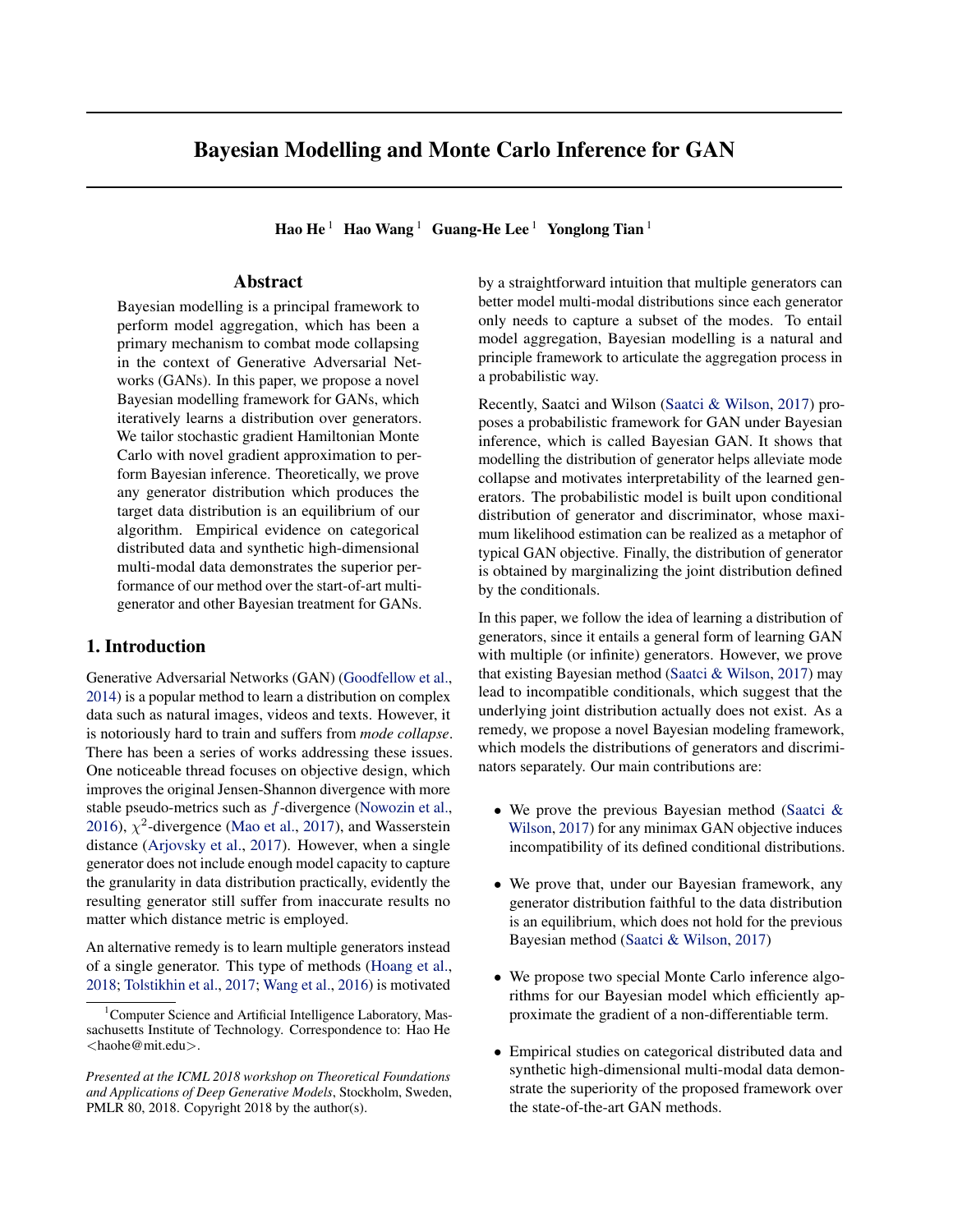# Bayesian Modelling and Monte Carlo Inference for GAN

**Hao He**[1] **Hao Wang**[1] **Guang-He Lee**[1] **Yonglong Tian**[1]

## Abstract

Bayesian modelling is a principal framework to perform model aggregation, which has been a primary mechanism to combat mode collapsing in the context of Generative Adversarial Networks (GANs). In this paper, we propose a novel Bayesian modelling framework for GANs, which iteratively learns a distribution over generators. We tailor stochastic gradient Hamiltonian Monte Carlo with novel gradient approximation to perform Bayesian inference. Theoretically, we prove any generator distribution which produces the target data distribution is an equilibrium of our algorithm. Empirical evidence on categorical distributed data and synthetic high-dimensional multi-modal data demonstrates the superior performance of our method over the start-of-art multi-generator and other Bayesian treatment for GANs.

## 1. Introduction

Generative Adversarial Networks (GAN) (Goodfellow et al., 2014) is a popular method to learn a distribution on complex data such as natural images, videos and texts. However, it is notoriously hard to train and suffers from *mode collapse*. There has been a series of works addressing these issues. One noticeable thread focuses on objective design, which improves the original Jensen-Shannon divergence with more stable pseudo-metrics such as $f$-divergence (Nowozin et al., 2016), $\chi^2$-divergence (Mao et al., 2017), and Wasserstein distance (Arjovsky et al., 2017). However, when a single generator does not include enough model capacity to capture the granularity in data distribution practically, evidently the resulting generator still suffer from inaccurate results no matter which distance metric is employed.

An alternative remedy is to learn multiple generators instead of a single generator. This type of methods (Hoang et al., 2018; Tolstikhin et al., 2017; Wang et al., 2016) is motivated by a straightforward intuition that multiple generators can better model multi-modal distributions since each generator only needs to capture a subset of the modes. To entail model aggregation, Bayesian modelling is a natural and principle framework to articulate the aggregation process in a probabilistic way.

Recently, Saatci and Wilson (Saatci & Wilson, 2017) proposes a probabilistic framework for GAN under Bayesian inference, which is called Bayesian GAN. It shows that modelling the distribution of generator helps alleviate mode collapse and motivates interpretability of the learned generators. The probabilistic model is built upon conditional distribution of generator and discriminator, whose maximum likelihood estimation can be realized as a metaphor of typical GAN objective. Finally, the distribution of generator is obtained by marginalizing the joint distribution defined by the conditionals.

In this paper, we follow the idea of learning a distribution of generators, since it entails a general form of learning GAN with multiple (or infinite) generators. However, we prove that existing Bayesian method (Saatci & Wilson, 2017) may lead to incompatible conditionals, which suggest that the underlying joint distribution actually does not exist. As a remedy, we propose a novel Bayesian modeling framework, which models the distributions of generators and discriminators separately. Our main contributions are:

- We prove the previous Bayesian method (Saatci & Wilson, 2017) for any minimax GAN objective induces incompatibility of its defined conditional distributions.
- We prove that, under our Bayesian framework, any generator distribution faithful to the data distribution is an equilibrium, which does not hold for the previous Bayesian method (Saatci & Wilson, 2017)
- We propose two special Monte Carlo inference algorithms for our Bayesian model which efficiently approximate the gradient of a non-differentiable term.
- Empirical studies on categorical distributed data and synthetic high-dimensional multi-modal data demonstrate the superiority of the proposed framework over the state-of-the-art GAN methods.

[1]Computer Science and Artificial Intelligence Laboratory, Massachusetts Institute of Technology. Correspondence to: Hao He <haohe@mit.edu>.

*Presented at the ICML 2018 workshop on Theoretical Foundations and Applications of Deep Generative Models*, Stockholm, Sweden, PMLR 80, 2018. Copyright 2018 by the author(s).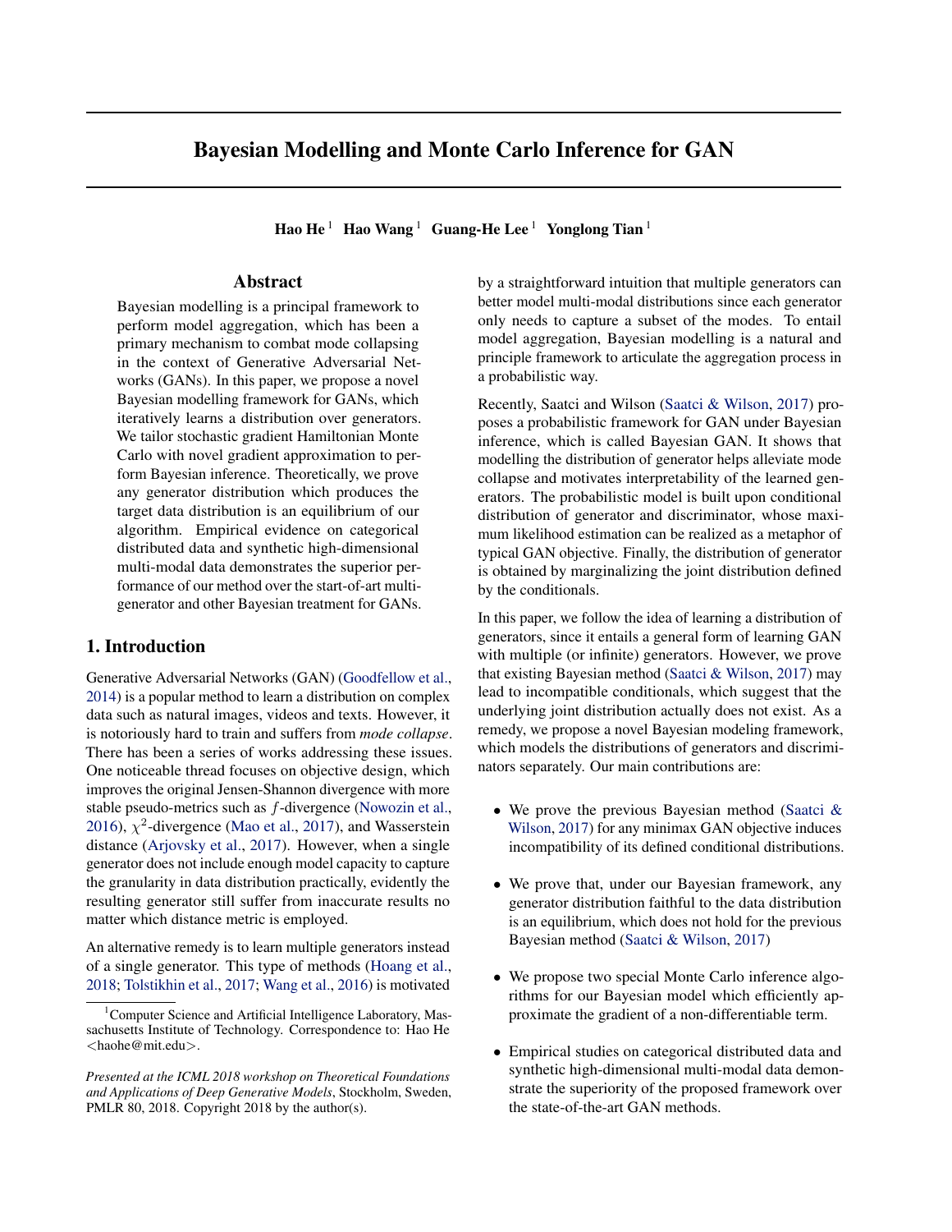# Bayesian Modelling and Monte Carlo Inference for GAN

**Hao He** [1] **Hao Wang** [1] **Guang-He Lee** [1] **Yonglong Tian** [1]

## Abstract

Bayesian modelling is a principal framework to perform model aggregation, which has been a primary mechanism to combat mode collapsing in the context of Generative Adversarial Networks (GANs). In this paper, we propose a novel Bayesian modelling framework for GANs, which iteratively learns a distribution over generators. We tailor stochastic gradient Hamiltonian Monte Carlo with novel gradient approximation to perform Bayesian inference. Theoretically, we prove any generator distribution which produces the target data distribution is an equilibrium of our algorithm. Empirical evidence on categorical distributed data and synthetic high-dimensional multi-modal data demonstrates the superior performance of our method over the start-of-art multi-generator and other Bayesian treatment for GANs.

## 1. Introduction

Generative Adversarial Networks (GAN) (Goodfellow et al., 2014) is a popular method to learn a distribution on complex data such as natural images, videos and texts. However, it is notoriously hard to train and suffers from *mode collapse*. There has been a series of works addressing these issues. One noticeable thread focuses on objective design, which improves the original Jensen-Shannon divergence with more stable pseudo-metrics such as $f$-divergence (Nowozin et al., 2016), $\chi^2$-divergence (Mao et al., 2017), and Wasserstein distance (Arjovsky et al., 2017). However, when a single generator does not include enough model capacity to capture the granularity in data distribution practically, evidently the resulting generator still suffer from inaccurate results no matter which distance metric is employed.

An alternative remedy is to learn multiple generators instead of a single generator. This type of methods (Hoang et al., 2018; Tolstikhin et al., 2017; Wang et al., 2016) is motivated by a straightforward intuition that multiple generators can better model multi-modal distributions since each generator only needs to capture a subset of the modes. To entail model aggregation, Bayesian modelling is a natural and principle framework to articulate the aggregation process in a probabilistic way.

Recently, Saatci and Wilson (Saatci & Wilson, 2017) proposes a probabilistic framework for GAN under Bayesian inference, which is called Bayesian GAN. It shows that modelling the distribution of generator helps alleviate mode collapse and motivates interpretability of the learned generators. The probabilistic model is built upon conditional distribution of generator and discriminator, whose maximum likelihood estimation can be realized as a metaphor of typical GAN objective. Finally, the distribution of generator is obtained by marginalizing the joint distribution defined by the conditionals.

In this paper, we follow the idea of learning a distribution of generators, since it entails a general form of learning GAN with multiple (or infinite) generators. However, we prove that existing Bayesian method (Saatci & Wilson, 2017) may lead to incompatible conditionals, which suggest that the underlying joint distribution actually does not exist. As a remedy, we propose a novel Bayesian modeling framework, which models the distributions of generators and discriminators separately. Our main contributions are:

- We prove the previous Bayesian method (Saatci & Wilson, 2017) for any minimax GAN objective induces incompatibility of its defined conditional distributions.
- We prove that, under our Bayesian framework, any generator distribution faithful to the data distribution is an equilibrium, which does not hold for the previous Bayesian method (Saatci & Wilson, 2017)
- We propose two special Monte Carlo inference algorithms for our Bayesian model which efficiently approximate the gradient of a non-differentiable term.
- Empirical studies on categorical distributed data and synthetic high-dimensional multi-modal data demonstrate the superiority of the proposed framework over the state-of-the-art GAN methods.

[1] Computer Science and Artificial Intelligence Laboratory, Massachusetts Institute of Technology. Correspondence to: Hao He <haohe@mit.edu>.

*Presented at the ICML 2018 workshop on Theoretical Foundations and Applications of Deep Generative Models*, Stockholm, Sweden, PMLR 80, 2018. Copyright 2018 by the author(s).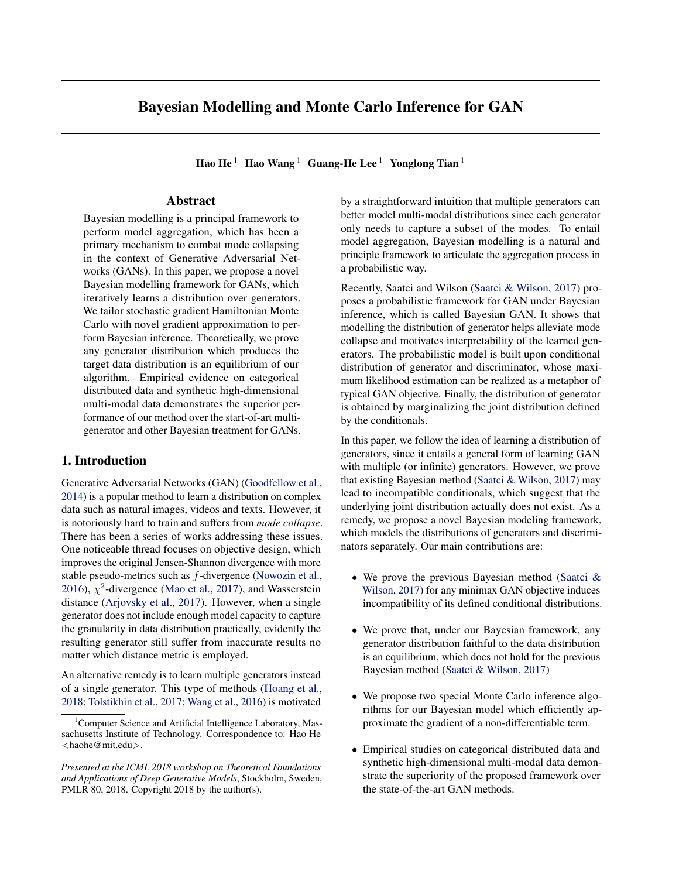# Bayesian Modelling and Monte Carlo Inference for GAN

**Hao He** [1] **Hao Wang** [1] **Guang-He Lee** [1] **Yonglong Tian** [1]

## Abstract

Bayesian modelling is a principal framework to perform model aggregation, which has been a primary mechanism to combat mode collapsing in the context of Generative Adversarial Networks (GANs). In this paper, we propose a novel Bayesian modelling framework for GANs, which iteratively learns a distribution over generators. We tailor stochastic gradient Hamiltonian Monte Carlo with novel gradient approximation to perform Bayesian inference. Theoretically, we prove any generator distribution which produces the target data distribution is an equilibrium of our algorithm. Empirical evidence on categorical distributed data and synthetic high-dimensional multi-modal data demonstrates the superior performance of our method over the start-of-art multi-generator and other Bayesian treatment for GANs.

## 1. Introduction

Generative Adversarial Networks (GAN) (Goodfellow et al., 2014) is a popular method to learn a distribution on complex data such as natural images, videos and texts. However, it is notoriously hard to train and suffers from *mode collapse*. There has been a series of works addressing these issues. One noticeable thread focuses on objective design, which improves the original Jensen-Shannon divergence with more stable pseudo-metrics such as $f$-divergence (Nowozin et al., 2016), $\chi^2$-divergence (Mao et al., 2017), and Wasserstein distance (Arjovsky et al., 2017). However, when a single generator does not include enough model capacity to capture the granularity in data distribution practically, evidently the resulting generator still suffer from inaccurate results no matter which distance metric is employed.

An alternative remedy is to learn multiple generators instead of a single generator. This type of methods (Hoang et al., 2018; Tolstikhin et al., 2017; Wang et al., 2016) is motivated by a straightforward intuition that multiple generators can better model multi-modal distributions since each generator only needs to capture a subset of the modes. To entail model aggregation, Bayesian modelling is a natural and principle framework to articulate the aggregation process in a probabilistic way.

Recently, Saatci and Wilson (Saatci & Wilson, 2017) proposes a probabilistic framework for GAN under Bayesian inference, which is called Bayesian GAN. It shows that modelling the distribution of generator helps alleviate mode collapse and motivates interpretability of the learned generators. The probabilistic model is built upon conditional distribution of generator and discriminator, whose maximum likelihood estimation can be realized as a metaphor of typical GAN objective. Finally, the distribution of generator is obtained by marginalizing the joint distribution defined by the conditionals.

In this paper, we follow the idea of learning a distribution of generators, since it entails a general form of learning GAN with multiple (or infinite) generators. However, we prove that existing Bayesian method (Saatci & Wilson, 2017) may lead to incompatible conditionals, which suggest that the underlying joint distribution actually does not exist. As a remedy, we propose a novel Bayesian modeling framework, which models the distributions of generators and discriminators separately. Our main contributions are:

- We prove the previous Bayesian method (Saatci & Wilson, 2017) for any minimax GAN objective induces incompatibility of its defined conditional distributions.
- We prove that, under our Bayesian framework, any generator distribution faithful to the data distribution is an equilibrium, which does not hold for the previous Bayesian method (Saatci & Wilson, 2017)
- We propose two special Monte Carlo inference algorithms for our Bayesian model which efficiently approximate the gradient of a non-differentiable term.
- Empirical studies on categorical distributed data and synthetic high-dimensional multi-modal data demonstrate the superiority of the proposed framework over the state-of-the-art GAN methods.

[1] Computer Science and Artificial Intelligence Laboratory, Massachusetts Institute of Technology. Correspondence to: Hao He <haohe@mit.edu>.

*Presented at the ICML 2018 workshop on Theoretical Foundations and Applications of Deep Generative Models*, Stockholm, Sweden, PMLR 80, 2018. Copyright 2018 by the author(s).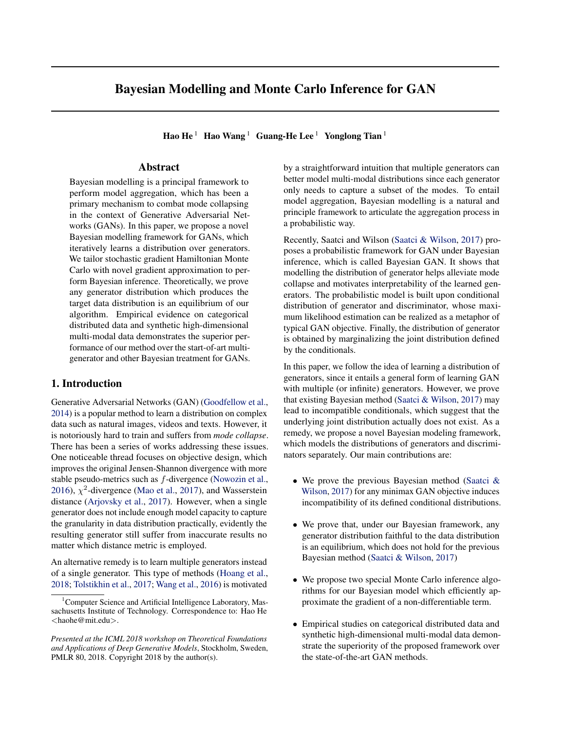# Bayesian Modelling and Monte Carlo Inference for GAN

**Hao He** [1] **Hao Wang** [1] **Guang-He Lee** [1] **Yonglong Tian** [1]

## Abstract

Bayesian modelling is a principal framework to perform model aggregation, which has been a primary mechanism to combat mode collapsing in the context of Generative Adversarial Networks (GANs). In this paper, we propose a novel Bayesian modelling framework for GANs, which iteratively learns a distribution over generators. We tailor stochastic gradient Hamiltonian Monte Carlo with novel gradient approximation to perform Bayesian inference. Theoretically, we prove any generator distribution which produces the target data distribution is an equilibrium of our algorithm. Empirical evidence on categorical distributed data and synthetic high-dimensional multi-modal data demonstrates the superior performance of our method over the start-of-art multi-generator and other Bayesian treatment for GANs.

## 1. Introduction

Generative Adversarial Networks (GAN) (Goodfellow et al., 2014) is a popular method to learn a distribution on complex data such as natural images, videos and texts. However, it is notoriously hard to train and suffers from *mode collapse*. There has been a series of works addressing these issues. One noticeable thread focuses on objective design, which improves the original Jensen-Shannon divergence with more stable pseudo-metrics such as $f$-divergence (Nowozin et al., 2016), $\chi^2$-divergence (Mao et al., 2017), and Wasserstein distance (Arjovsky et al., 2017). However, when a single generator does not include enough model capacity to capture the granularity in data distribution practically, evidently the resulting generator still suffer from inaccurate results no matter which distance metric is employed.

An alternative remedy is to learn multiple generators instead of a single generator. This type of methods (Hoang et al., 2018; Tolstikhin et al., 2017; Wang et al., 2016) is motivated by a straightforward intuition that multiple generators can better model multi-modal distributions since each generator only needs to capture a subset of the modes. To entail model aggregation, Bayesian modelling is a natural and principle framework to articulate the aggregation process in a probabilistic way.

Recently, Saatci and Wilson (Saatci & Wilson, 2017) proposes a probabilistic framework for GAN under Bayesian inference, which is called Bayesian GAN. It shows that modelling the distribution of generator helps alleviate mode collapse and motivates interpretability of the learned generators. The probabilistic model is built upon conditional distribution of generator and discriminator, whose maximum likelihood estimation can be realized as a metaphor of typical GAN objective. Finally, the distribution of generator is obtained by marginalizing the joint distribution defined by the conditionals.

In this paper, we follow the idea of learning a distribution of generators, since it entails a general form of learning GAN with multiple (or infinite) generators. However, we prove that existing Bayesian method (Saatci & Wilson, 2017) may lead to incompatible conditionals, which suggest that the underlying joint distribution actually does not exist. As a remedy, we propose a novel Bayesian modeling framework, which models the distributions of generators and discriminators separately. Our main contributions are:

- We prove the previous Bayesian method (Saatci & Wilson, 2017) for any minimax GAN objective induces incompatibility of its defined conditional distributions.
- We prove that, under our Bayesian framework, any generator distribution faithful to the data distribution is an equilibrium, which does not hold for the previous Bayesian method (Saatci & Wilson, 2017)
- We propose two special Monte Carlo inference algorithms for our Bayesian model which efficiently approximate the gradient of a non-differentiable term.
- Empirical studies on categorical distributed data and synthetic high-dimensional multi-modal data demonstrate the superiority of the proposed framework over the state-of-the-art GAN methods.

[1] Computer Science and Artificial Intelligence Laboratory, Massachusetts Institute of Technology. Correspondence to: Hao He <haohe@mit.edu>.

*Presented at the ICML 2018 workshop on Theoretical Foundations and Applications of Deep Generative Models*, Stockholm, Sweden, PMLR 80, 2018. Copyright 2018 by the author(s).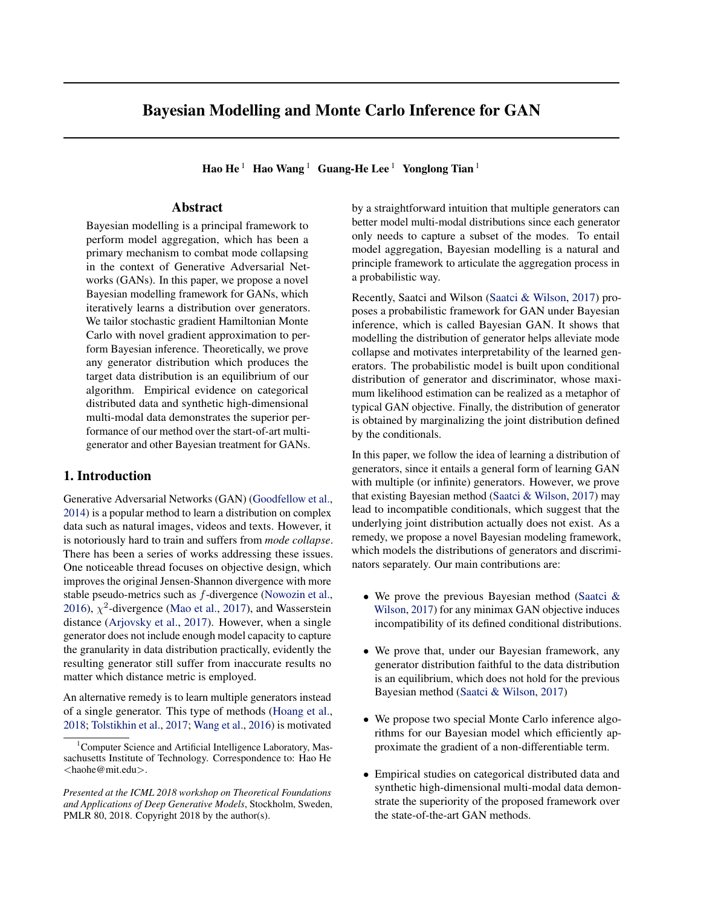# Bayesian Modelling and Monte Carlo Inference for GAN

**Hao He** [1] **Hao Wang** [1] **Guang-He Lee** [1] **Yonglong Tian** [1]

## Abstract

Bayesian modelling is a principal framework to perform model aggregation, which has been a primary mechanism to combat mode collapsing in the context of Generative Adversarial Networks (GANs). In this paper, we propose a novel Bayesian modelling framework for GANs, which iteratively learns a distribution over generators. We tailor stochastic gradient Hamiltonian Monte Carlo with novel gradient approximation to perform Bayesian inference. Theoretically, we prove any generator distribution which produces the target data distribution is an equilibrium of our algorithm. Empirical evidence on categorical distributed data and synthetic high-dimensional multi-modal data demonstrates the superior performance of our method over the start-of-art multi-generator and other Bayesian treatment for GANs.

## 1. Introduction

Generative Adversarial Networks (GAN) (Goodfellow et al., 2014) is a popular method to learn a distribution on complex data such as natural images, videos and texts. However, it is notoriously hard to train and suffers from *mode collapse*. There has been a series of works addressing these issues. One noticeable thread focuses on objective design, which improves the original Jensen-Shannon divergence with more stable pseudo-metrics such as $f$-divergence (Nowozin et al., 2016), $\chi^2$-divergence (Mao et al., 2017), and Wasserstein distance (Arjovsky et al., 2017). However, when a single generator does not include enough model capacity to capture the granularity in data distribution practically, evidently the resulting generator still suffer from inaccurate results no matter which distance metric is employed.

An alternative remedy is to learn multiple generators instead of a single generator. This type of methods (Hoang et al., 2018; Tolstikhin et al., 2017; Wang et al., 2016) is motivated by a straightforward intuition that multiple generators can better model multi-modal distributions since each generator only needs to capture a subset of the modes. To entail model aggregation, Bayesian modelling is a natural and principle framework to articulate the aggregation process in a probabilistic way.

Recently, Saatci and Wilson (Saatci & Wilson, 2017) proposes a probabilistic framework for GAN under Bayesian inference, which is called Bayesian GAN. It shows that modelling the distribution of generator helps alleviate mode collapse and motivates interpretability of the learned generators. The probabilistic model is built upon conditional distribution of generator and discriminator, whose maximum likelihood estimation can be realized as a metaphor of typical GAN objective. Finally, the distribution of generator is obtained by marginalizing the joint distribution defined by the conditionals.

In this paper, we follow the idea of learning a distribution of generators, since it entails a general form of learning GAN with multiple (or infinite) generators. However, we prove that existing Bayesian method (Saatci & Wilson, 2017) may lead to incompatible conditionals, which suggest that the underlying joint distribution actually does not exist. As a remedy, we propose a novel Bayesian modeling framework, which models the distributions of generators and discriminators separately. Our main contributions are:

- We prove the previous Bayesian method (Saatci & Wilson, 2017) for any minimax GAN objective induces incompatibility of its defined conditional distributions.
- We prove that, under our Bayesian framework, any generator distribution faithful to the data distribution is an equilibrium, which does not hold for the previous Bayesian method (Saatci & Wilson, 2017)
- We propose two special Monte Carlo inference algorithms for our Bayesian model which efficiently approximate the gradient of a non-differentiable term.
- Empirical studies on categorical distributed data and synthetic high-dimensional multi-modal data demonstrate the superiority of the proposed framework over the state-of-the-art GAN methods.

[1] Computer Science and Artificial Intelligence Laboratory, Massachusetts Institute of Technology. Correspondence to: Hao He <haohe@mit.edu>.

*Presented at the ICML 2018 workshop on Theoretical Foundations and Applications of Deep Generative Models*, Stockholm, Sweden, PMLR 80, 2018. Copyright 2018 by the author(s).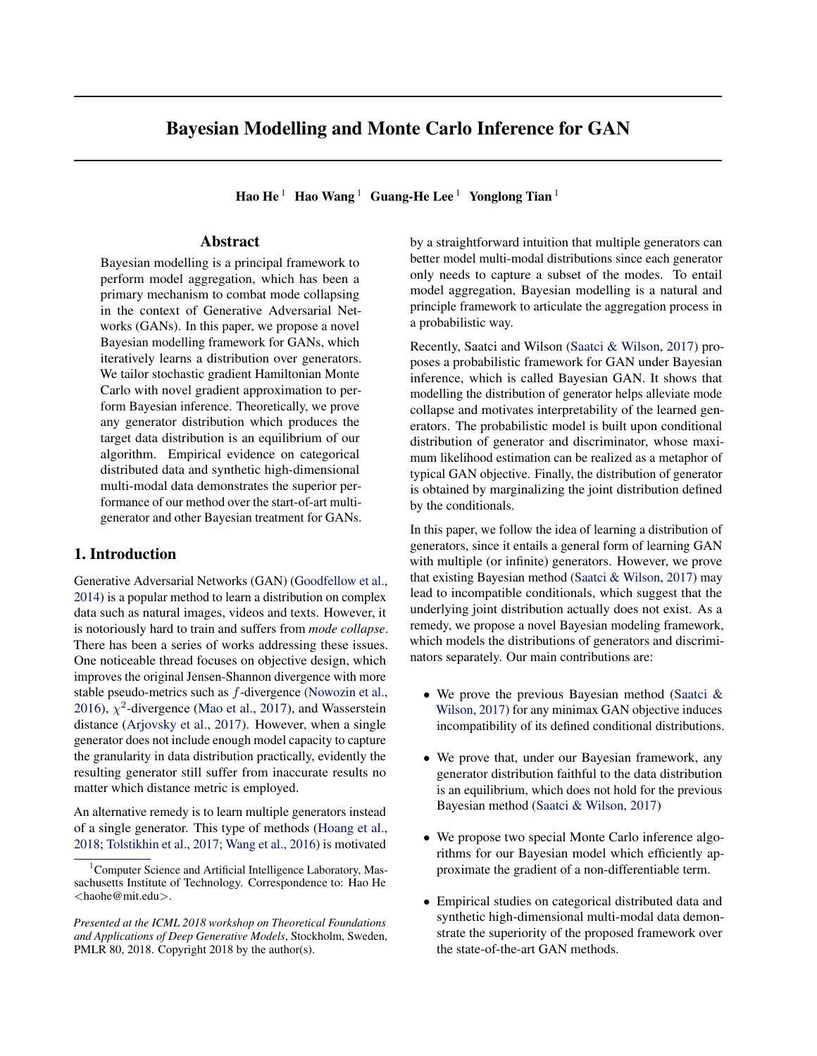# Bayesian Modelling and Monte Carlo Inference for GAN

**Hao He** [1] **Hao Wang** [1] **Guang-He Lee** [1] **Yonglong Tian** [1]

## Abstract

Bayesian modelling is a principal framework to perform model aggregation, which has been a primary mechanism to combat mode collapsing in the context of Generative Adversarial Networks (GANs). In this paper, we propose a novel Bayesian modelling framework for GANs, which iteratively learns a distribution over generators. We tailor stochastic gradient Hamiltonian Monte Carlo with novel gradient approximation to perform Bayesian inference. Theoretically, we prove any generator distribution which produces the target data distribution is an equilibrium of our algorithm. Empirical evidence on categorical distributed data and synthetic high-dimensional multi-modal data demonstrates the superior performance of our method over the start-of-art multi-generator and other Bayesian treatment for GANs.

## 1. Introduction

Generative Adversarial Networks (GAN) (Goodfellow et al., 2014) is a popular method to learn a distribution on complex data such as natural images, videos and texts. However, it is notoriously hard to train and suffers from *mode collapse*. There has been a series of works addressing these issues. One noticeable thread focuses on objective design, which improves the original Jensen-Shannon divergence with more stable pseudo-metrics such as $f$-divergence (Nowozin et al., 2016), $\chi^2$-divergence (Mao et al., 2017), and Wasserstein distance (Arjovsky et al., 2017). However, when a single generator does not include enough model capacity to capture the granularity in data distribution practically, evidently the resulting generator still suffer from inaccurate results no matter which distance metric is employed.

An alternative remedy is to learn multiple generators instead of a single generator. This type of methods (Hoang et al., 2018; Tolstikhin et al., 2017; Wang et al., 2016) is motivated by a straightforward intuition that multiple generators can better model multi-modal distributions since each generator only needs to capture a subset of the modes. To entail model aggregation, Bayesian modelling is a natural and principle framework to articulate the aggregation process in a probabilistic way.

Recently, Saatci and Wilson (Saatci & Wilson, 2017) proposes a probabilistic framework for GAN under Bayesian inference, which is called Bayesian GAN. It shows that modelling the distribution of generator helps alleviate mode collapse and motivates interpretability of the learned generators. The probabilistic model is built upon conditional distribution of generator and discriminator, whose maximum likelihood estimation can be realized as a metaphor of typical GAN objective. Finally, the distribution of generator is obtained by marginalizing the joint distribution defined by the conditionals.

In this paper, we follow the idea of learning a distribution of generators, since it entails a general form of learning GAN with multiple (or infinite) generators. However, we prove that existing Bayesian method (Saatci & Wilson, 2017) may lead to incompatible conditionals, which suggest that the underlying joint distribution actually does not exist. As a remedy, we propose a novel Bayesian modeling framework, which models the distributions of generators and discriminators separately. Our main contributions are:

- We prove the previous Bayesian method (Saatci & Wilson, 2017) for any minimax GAN objective induces incompatibility of its defined conditional distributions.
- We prove that, under our Bayesian framework, any generator distribution faithful to the data distribution is an equilibrium, which does not hold for the previous Bayesian method (Saatci & Wilson, 2017)
- We propose two special Monte Carlo inference algorithms for our Bayesian model which efficiently approximate the gradient of a non-differentiable term.
- Empirical studies on categorical distributed data and synthetic high-dimensional multi-modal data demonstrate the superiority of the proposed framework over the state-of-the-art GAN methods.

[1] Computer Science and Artificial Intelligence Laboratory, Massachusetts Institute of Technology. Correspondence to: Hao He <haohe@mit.edu>.

*Presented at the ICML 2018 workshop on Theoretical Foundations and Applications of Deep Generative Models*, Stockholm, Sweden, PMLR 80, 2018. Copyright 2018 by the author(s).